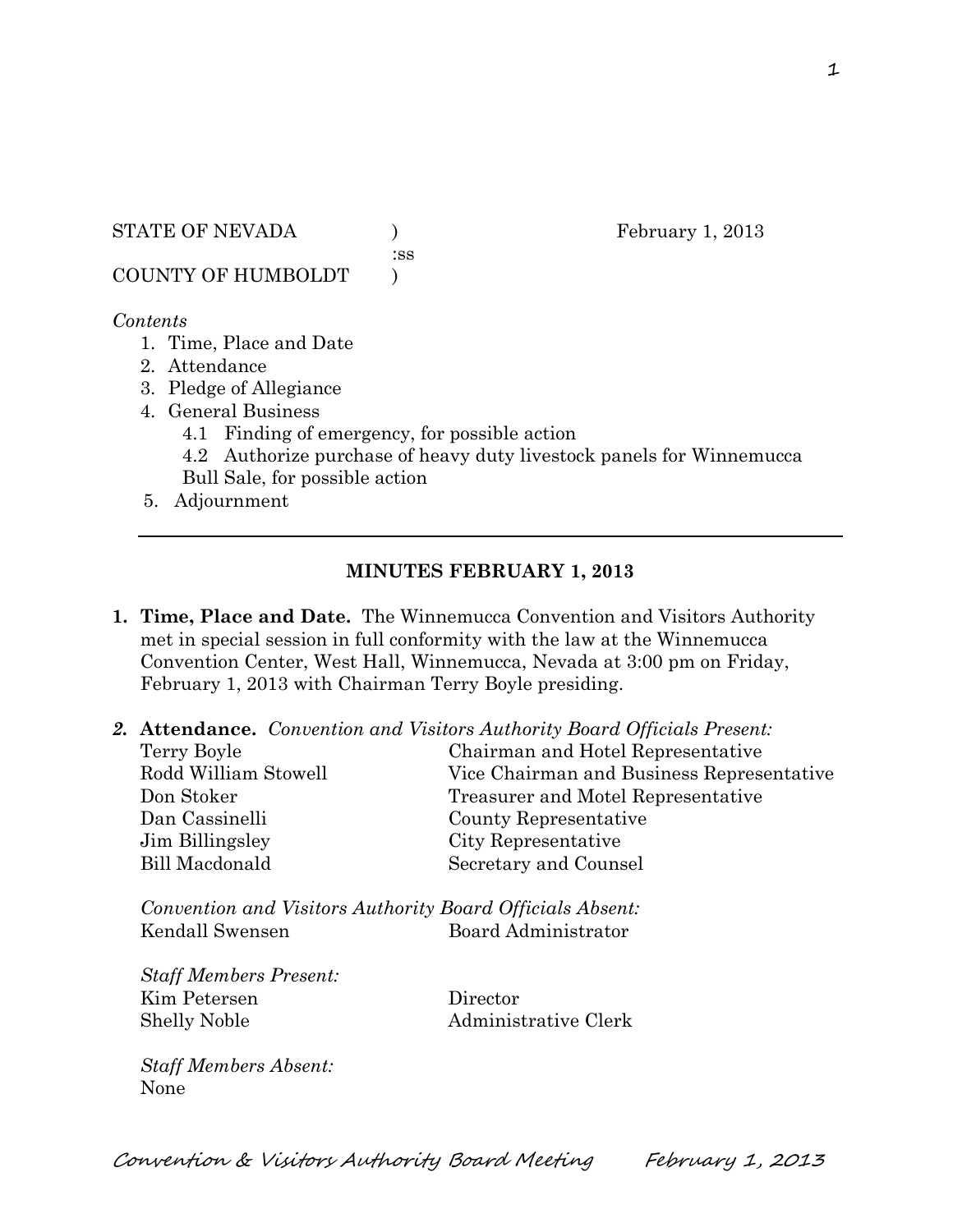STATE OF NEVADA ) February 1, 2013
:ss
COUNTY OF HUMBOLDT )

*Contents*

1. Time, Place and Date
2. Attendance
3. Pledge of Allegiance
4. General Business
   - 4.1 Finding of emergency, for possible action
   - 4.2 Authorize purchase of heavy duty livestock panels for Winnemucca Bull Sale, for possible action
5. Adjournment

---

## MINUTES FEBRUARY 1, 2013

1. **Time, Place and Date.** The Winnemucca Convention and Visitors Authority met in special session in full conformity with the law at the Winnemucca Convention Center, West Hall, Winnemucca, Nevada at 3:00 pm on Friday, February 1, 2013 with Chairman Terry Boyle presiding.

2. **Attendance.** *Convention and Visitors Authority Board Officials Present:*

   | | |
   |---|---|
   | Terry Boyle | Chairman and Hotel Representative |
   | Rodd William Stowell | Vice Chairman and Business Representative |
   | Don Stoker | Treasurer and Motel Representative |
   | Dan Cassinelli | County Representative |
   | Jim Billingsley | City Representative |
   | Bill Macdonald | Secretary and Counsel |

   *Convention and Visitors Authority Board Officials Absent:*

   | | |
   |---|---|
   | Kendall Swensen | Board Administrator |

   *Staff Members Present:*

   | | |
   |---|---|
   | Kim Petersen | Director |
   | Shelly Noble | Administrative Clerk |

   *Staff Members Absent:*
   None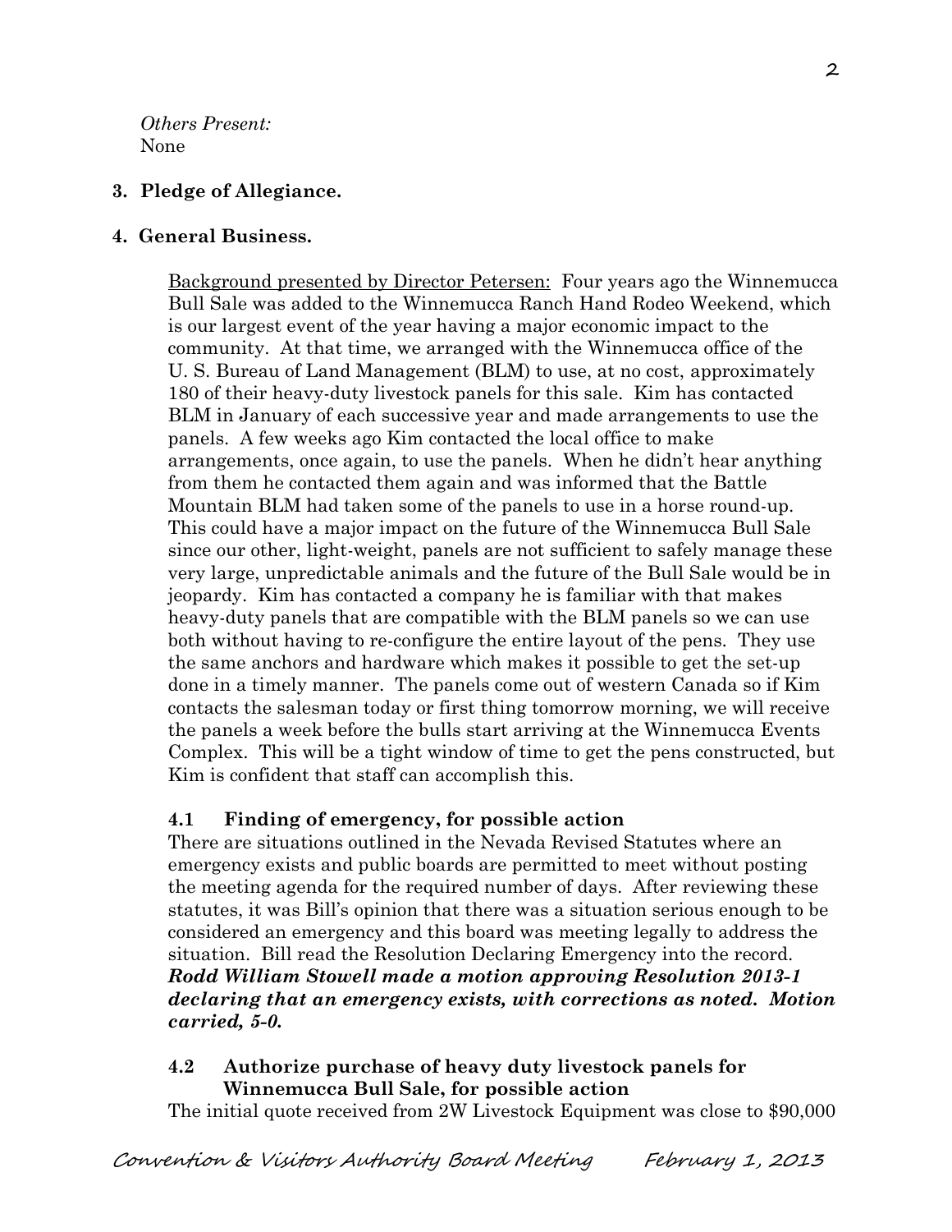*Others Present:*
None

**3. Pledge of Allegiance.**

**4. General Business.**

Background presented by Director Petersen: Four years ago the Winnemucca Bull Sale was added to the Winnemucca Ranch Hand Rodeo Weekend, which is our largest event of the year having a major economic impact to the community. At that time, we arranged with the Winnemucca office of the U. S. Bureau of Land Management (BLM) to use, at no cost, approximately 180 of their heavy-duty livestock panels for this sale. Kim has contacted BLM in January of each successive year and made arrangements to use the panels. A few weeks ago Kim contacted the local office to make arrangements, once again, to use the panels. When he didn't hear anything from them he contacted them again and was informed that the Battle Mountain BLM had taken some of the panels to use in a horse round-up. This could have a major impact on the future of the Winnemucca Bull Sale since our other, light-weight, panels are not sufficient to safely manage these very large, unpredictable animals and the future of the Bull Sale would be in jeopardy. Kim has contacted a company he is familiar with that makes heavy-duty panels that are compatible with the BLM panels so we can use both without having to re-configure the entire layout of the pens. They use the same anchors and hardware which makes it possible to get the set-up done in a timely manner. The panels come out of western Canada so if Kim contacts the salesman today or first thing tomorrow morning, we will receive the panels a week before the bulls start arriving at the Winnemucca Events Complex. This will be a tight window of time to get the pens constructed, but Kim is confident that staff can accomplish this.

**4.1 Finding of emergency, for possible action**

There are situations outlined in the Nevada Revised Statutes where an emergency exists and public boards are permitted to meet without posting the meeting agenda for the required number of days. After reviewing these statutes, it was Bill's opinion that there was a situation serious enough to be considered an emergency and this board was meeting legally to address the situation. Bill read the Resolution Declaring Emergency into the record. ***Rodd William Stowell made a motion approving Resolution 2013-1 declaring that an emergency exists, with corrections as noted. Motion carried, 5-0.***

**4.2 Authorize purchase of heavy duty livestock panels for Winnemucca Bull Sale, for possible action**

The initial quote received from 2W Livestock Equipment was close to $90,000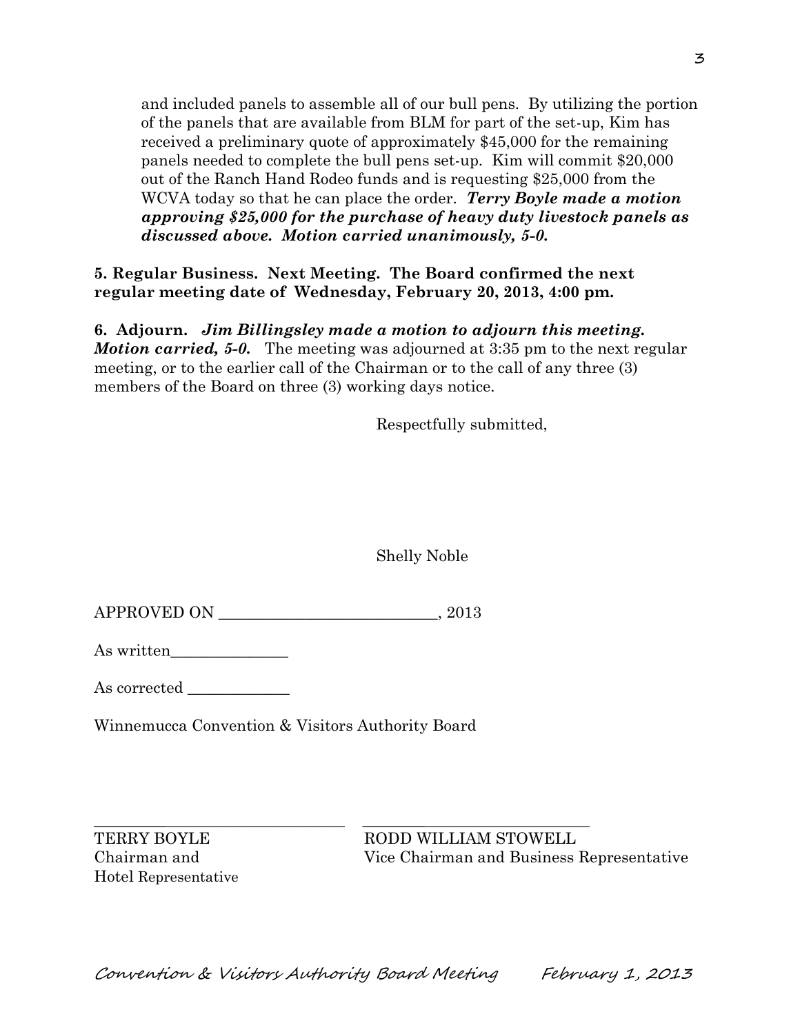and included panels to assemble all of our bull pens. By utilizing the portion of the panels that are available from BLM for part of the set-up, Kim has received a preliminary quote of approximately $45,000 for the remaining panels needed to complete the bull pens set-up. Kim will commit $20,000 out of the Ranch Hand Rodeo funds and is requesting $25,000 from the WCVA today so that he can place the order. ***Terry Boyle made a motion approving $25,000 for the purchase of heavy duty livestock panels as discussed above. Motion carried unanimously, 5-0.***

**5. Regular Business. Next Meeting. The Board confirmed the next regular meeting date of Wednesday, February 20, 2013, 4:00 pm.**

**6. Adjourn.** ***Jim Billingsley made a motion to adjourn this meeting. Motion carried, 5-0.*** The meeting was adjourned at 3:35 pm to the next regular meeting, or to the earlier call of the Chairman or to the call of any three (3) members of the Board on three (3) working days notice.

Respectfully submitted,

Shelly Noble

APPROVED ON ____________________________, 2013

As written_______________

As corrected _____________

Winnemucca Convention & Visitors Authority Board

________________________________ ____________________________

TERRY BOYLE
Chairman and
Hotel Representative

RODD WILLIAM STOWELL
Vice Chairman and Business Representative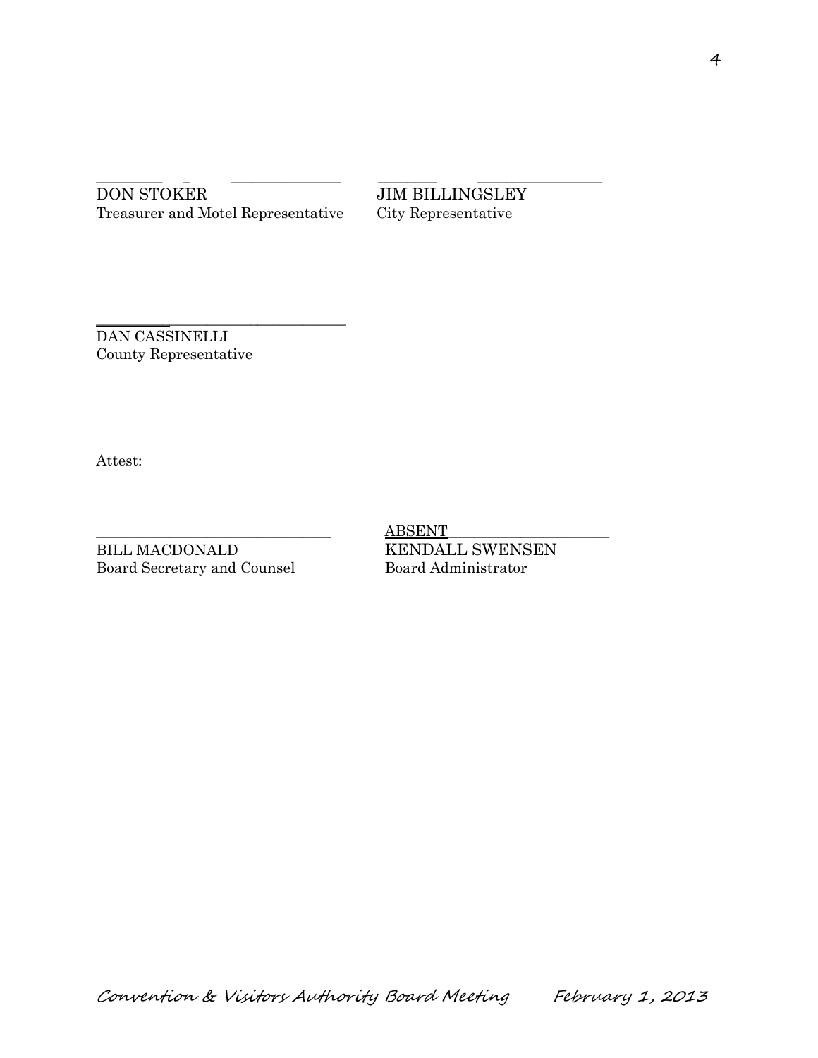\_\_\_\_\_\_\_\_\_\_\_\_\_\_\_\_\_\_\_\_\_\_\_\_\_\_\_\_\_\_\_\_
DON STOKER
Treasurer and Motel Representative

\_\_\_\_\_\_\_\_\_\_\_\_\_\_\_\_\_\_\_\_\_\_\_\_\_\_\_\_\_\_\_\_
JIM BILLINGSLEY
City Representative

\_\_\_\_\_\_\_\_\_\_\_\_\_\_\_\_\_\_\_\_\_\_\_\_\_\_\_\_\_\_\_\_
DAN CASSINELLI
County Representative

Attest:

\_\_\_\_\_\_\_\_\_\_\_\_\_\_\_\_\_\_\_\_\_\_\_\_\_\_\_\_\_\_\_\_
BILL MACDONALD
Board Secretary and Counsel

ABSENT\_\_\_\_\_\_\_\_\_\_\_\_\_\_\_\_\_\_\_\_\_\_
KENDALL SWENSEN
Board Administrator